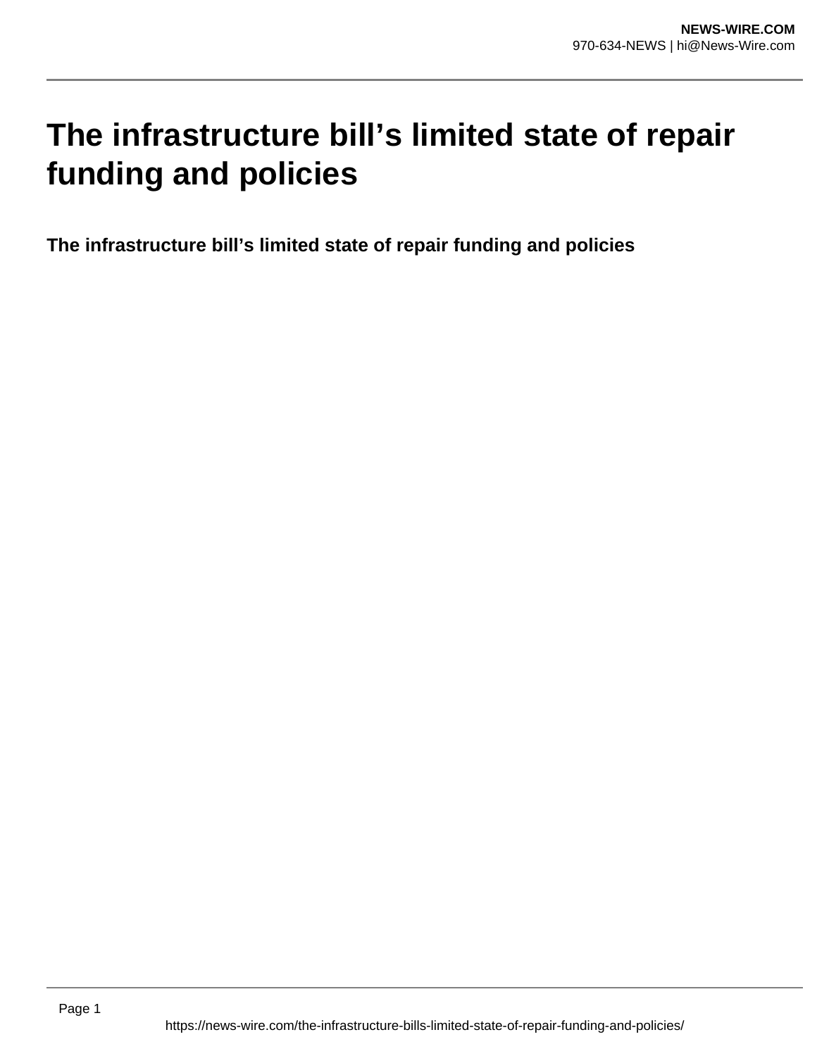# The infrastructure bill's limited state of repair funding and policies

**The infrastructure bill's limited state of repair funding and policies**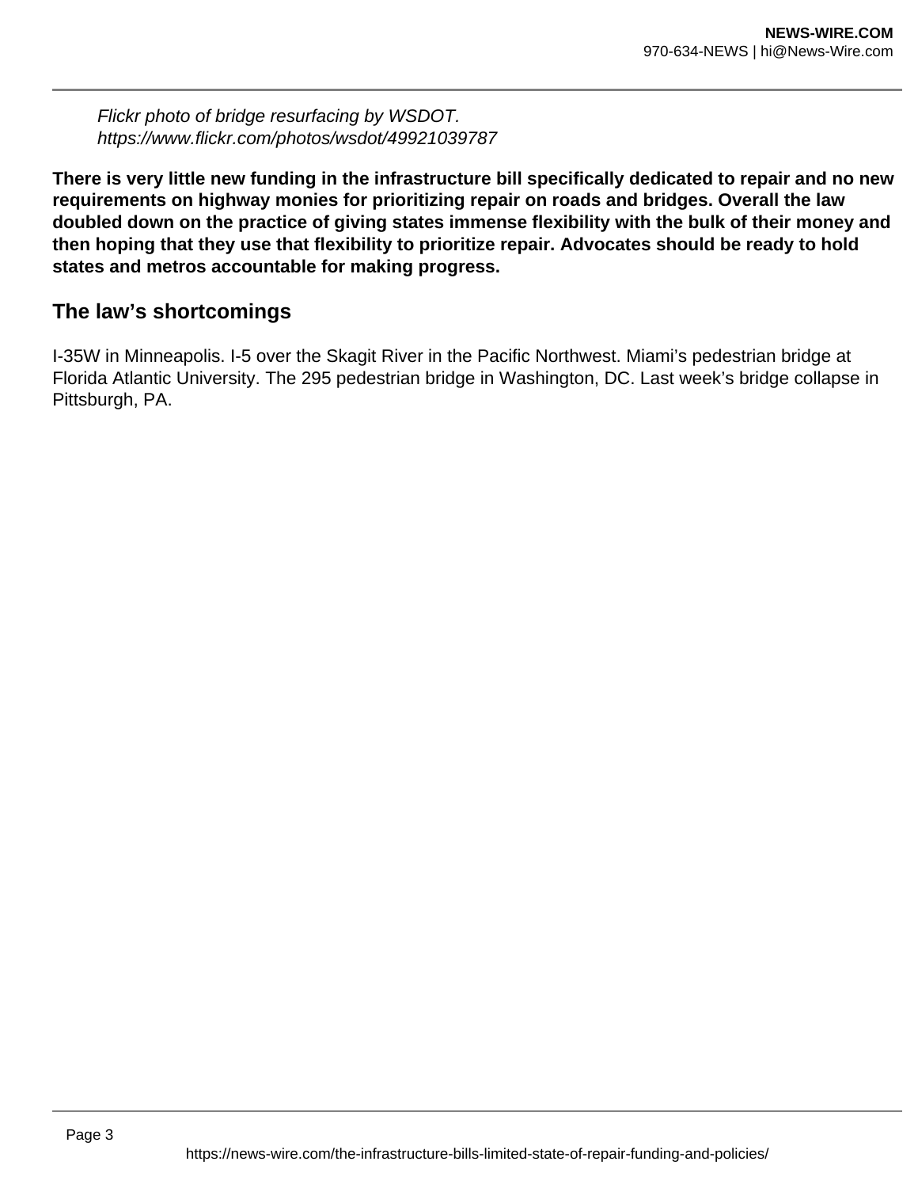*Flickr photo of bridge resurfacing by WSDOT. https://www.flickr.com/photos/wsdot/49921039787*

**There is very little new funding in the infrastructure bill specifically dedicated to repair and no new requirements on highway monies for prioritizing repair on roads and bridges. Overall the law doubled down on the practice of giving states immense flexibility with the bulk of their money and then hoping that they use that flexibility to prioritize repair. Advocates should be ready to hold states and metros accountable for making progress.**

## The law's shortcomings

I-35W in Minneapolis. I-5 over the Skagit River in the Pacific Northwest. Miami's pedestrian bridge at Florida Atlantic University. The 295 pedestrian bridge in Washington, DC. Last week's bridge collapse in Pittsburgh, PA.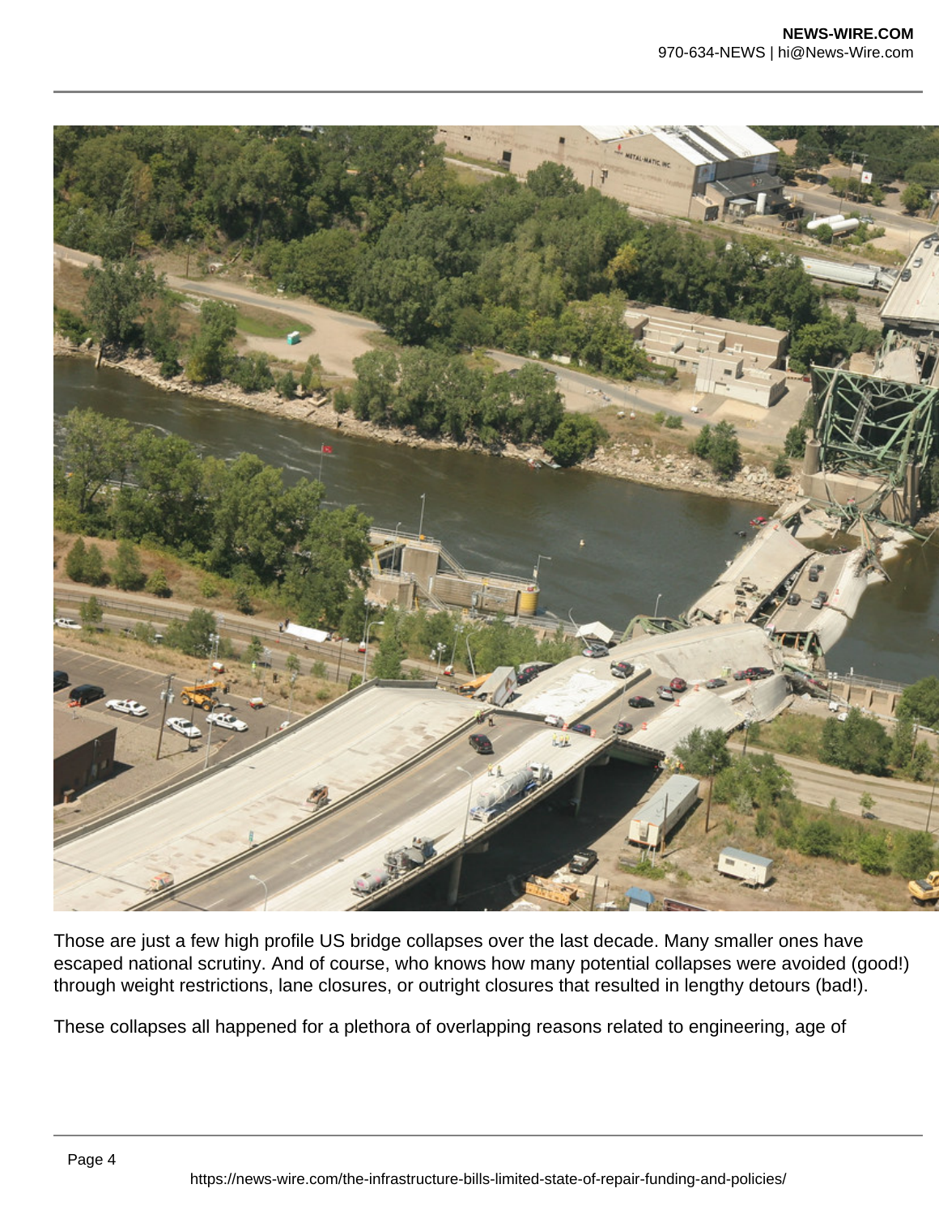Those are just a few high profile US bridge collapses over the last decade. Many smaller ones have escaped national scrutiny. And of course, who knows how many potential collapses were avoided (good!) through weight restrictions, lane closures, or outright closures that resulted in lengthy detours (bad!).

These collapses all happened for a plethora of overlapping reasons related to engineering, age of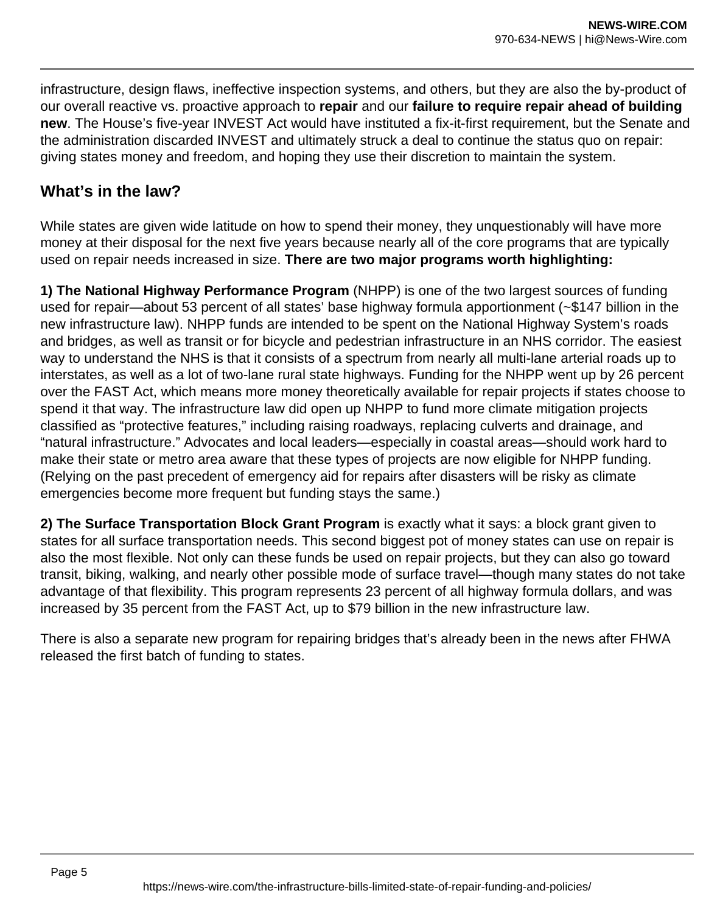infrastructure, design flaws, ineffective inspection systems, and others, but they are also the by-product of our overall reactive vs. proactive approach to **repair** and our **failure to require repair ahead of building new**. The House's five-year INVEST Act would have instituted a fix-it-first requirement, but the Senate and the administration discarded INVEST and ultimately struck a deal to continue the status quo on repair: giving states money and freedom, and hoping they use their discretion to maintain the system.

## What's in the law?

While states are given wide latitude on how to spend their money, they unquestionably will have more money at their disposal for the next five years because nearly all of the core programs that are typically used on repair needs increased in size. **There are two major programs worth highlighting:**

**1) The National Highway Performance Program** (NHPP) is one of the two largest sources of funding used for repair—about 53 percent of all states' base highway formula apportionment (~$147 billion in the new infrastructure law). NHPP funds are intended to be spent on the National Highway System's roads and bridges, as well as transit or for bicycle and pedestrian infrastructure in an NHS corridor. The easiest way to understand the NHS is that it consists of a spectrum from nearly all multi-lane arterial roads up to interstates, as well as a lot of two-lane rural state highways. Funding for the NHPP went up by 26 percent over the FAST Act, which means more money theoretically available for repair projects if states choose to spend it that way. The infrastructure law did open up NHPP to fund more climate mitigation projects classified as "protective features," including raising roadways, replacing culverts and drainage, and "natural infrastructure." Advocates and local leaders—especially in coastal areas—should work hard to make their state or metro area aware that these types of projects are now eligible for NHPP funding. (Relying on the past precedent of emergency aid for repairs after disasters will be risky as climate emergencies become more frequent but funding stays the same.)

**2) The Surface Transportation Block Grant Program** is exactly what it says: a block grant given to states for all surface transportation needs. This second biggest pot of money states can use on repair is also the most flexible. Not only can these funds be used on repair projects, but they can also go toward transit, biking, walking, and nearly other possible mode of surface travel—though many states do not take advantage of that flexibility. This program represents 23 percent of all highway formula dollars, and was increased by 35 percent from the FAST Act, up to $79 billion in the new infrastructure law.

There is also a separate new program for repairing bridges that's already been in the news after FHWA released the first batch of funding to states.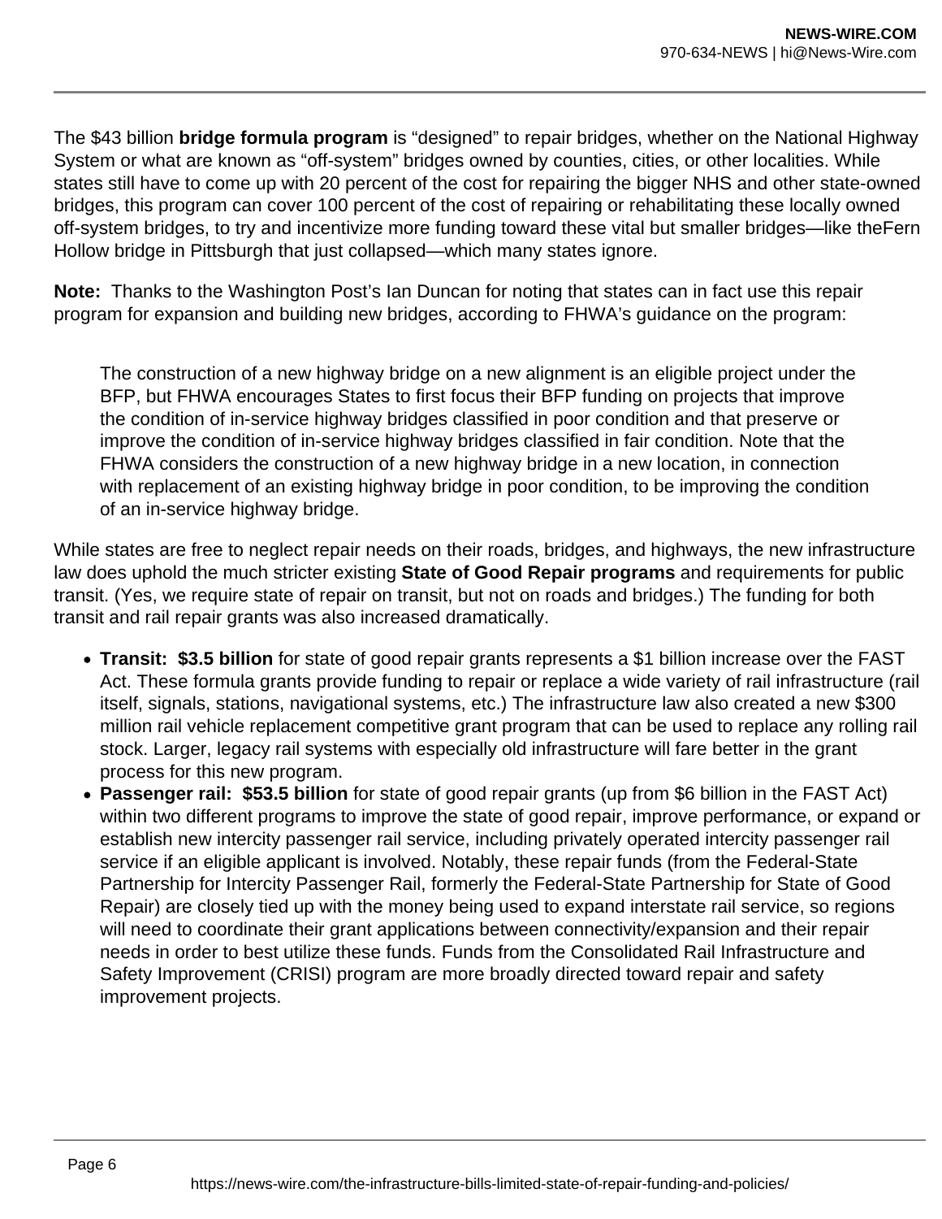The $43 billion **bridge formula program** is “designed” to repair bridges, whether on the National Highway System or what are known as “off-system” bridges owned by counties, cities, or other localities. While states still have to come up with 20 percent of the cost for repairing the bigger NHS and other state-owned bridges, this program can cover 100 percent of the cost of repairing or rehabilitating these locally owned off-system bridges, to try and incentivize more funding toward these vital but smaller bridges—like theFern Hollow bridge in Pittsburgh that just collapsed—which many states ignore.

**Note:** Thanks to the Washington Post’s Ian Duncan for noting that states can in fact use this repair program for expansion and building new bridges, according to FHWA’s guidance on the program:

> The construction of a new highway bridge on a new alignment is an eligible project under the BFP, but FHWA encourages States to first focus their BFP funding on projects that improve the condition of in-service highway bridges classified in poor condition and that preserve or improve the condition of in-service highway bridges classified in fair condition. Note that the FHWA considers the construction of a new highway bridge in a new location, in connection with replacement of an existing highway bridge in poor condition, to be improving the condition of an in-service highway bridge.

While states are free to neglect repair needs on their roads, bridges, and highways, the new infrastructure law does uphold the much stricter existing **State of Good Repair programs** and requirements for public transit. (Yes, we require state of repair on transit, but not on roads and bridges.) The funding for both transit and rail repair grants was also increased dramatically.

- **Transit: $3.5 billion** for state of good repair grants represents a $1 billion increase over the FAST Act. These formula grants provide funding to repair or replace a wide variety of rail infrastructure (rail itself, signals, stations, navigational systems, etc.) The infrastructure law also created a new $300 million rail vehicle replacement competitive grant program that can be used to replace any rolling rail stock. Larger, legacy rail systems with especially old infrastructure will fare better in the grant process for this new program.
- **Passenger rail: $53.5 billion** for state of good repair grants (up from $6 billion in the FAST Act) within two different programs to improve the state of good repair, improve performance, or expand or establish new intercity passenger rail service, including privately operated intercity passenger rail service if an eligible applicant is involved. Notably, these repair funds (from the Federal-State Partnership for Intercity Passenger Rail, formerly the Federal-State Partnership for State of Good Repair) are closely tied up with the money being used to expand interstate rail service, so regions will need to coordinate their grant applications between connectivity/expansion and their repair needs in order to best utilize these funds. Funds from the Consolidated Rail Infrastructure and Safety Improvement (CRISI) program are more broadly directed toward repair and safety improvement projects.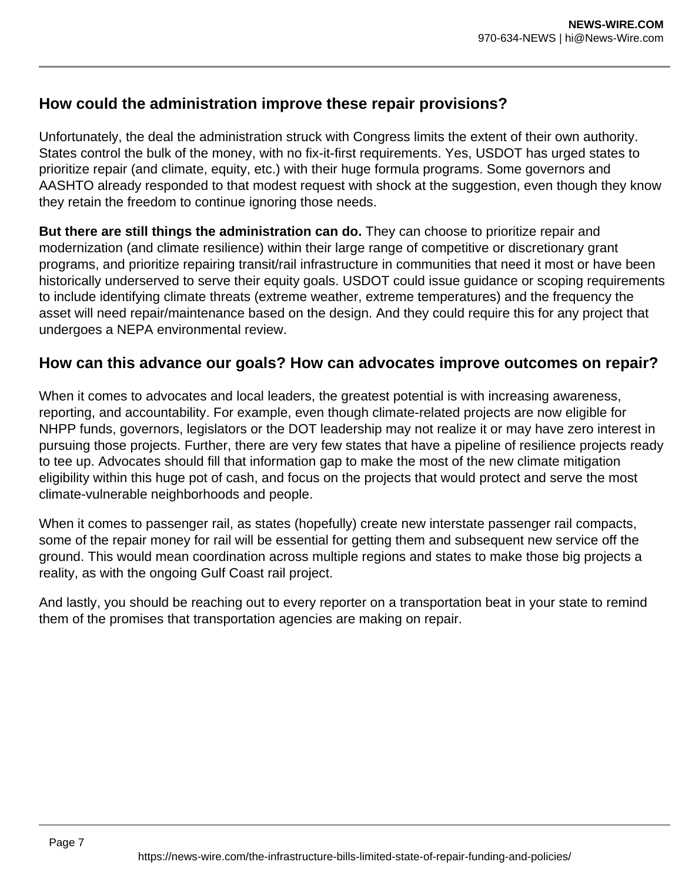## How could the administration improve these repair provisions?

Unfortunately, the deal the administration struck with Congress limits the extent of their own authority. States control the bulk of the money, with no fix-it-first requirements. Yes, USDOT has urged states to prioritize repair (and climate, equity, etc.) with their huge formula programs. Some governors and AASHTO already responded to that modest request with shock at the suggestion, even though they know they retain the freedom to continue ignoring those needs.

**But there are still things the administration can do.** They can choose to prioritize repair and modernization (and climate resilience) within their large range of competitive or discretionary grant programs, and prioritize repairing transit/rail infrastructure in communities that need it most or have been historically underserved to serve their equity goals. USDOT could issue guidance or scoping requirements to include identifying climate threats (extreme weather, extreme temperatures) and the frequency the asset will need repair/maintenance based on the design. And they could require this for any project that undergoes a NEPA environmental review.

## How can this advance our goals? How can advocates improve outcomes on repair?

When it comes to advocates and local leaders, the greatest potential is with increasing awareness, reporting, and accountability. For example, even though climate-related projects are now eligible for NHPP funds, governors, legislators or the DOT leadership may not realize it or may have zero interest in pursuing those projects. Further, there are very few states that have a pipeline of resilience projects ready to tee up. Advocates should fill that information gap to make the most of the new climate mitigation eligibility within this huge pot of cash, and focus on the projects that would protect and serve the most climate-vulnerable neighborhoods and people.

When it comes to passenger rail, as states (hopefully) create new interstate passenger rail compacts, some of the repair money for rail will be essential for getting them and subsequent new service off the ground. This would mean coordination across multiple regions and states to make those big projects a reality, as with the ongoing Gulf Coast rail project.

And lastly, you should be reaching out to every reporter on a transportation beat in your state to remind them of the promises that transportation agencies are making on repair.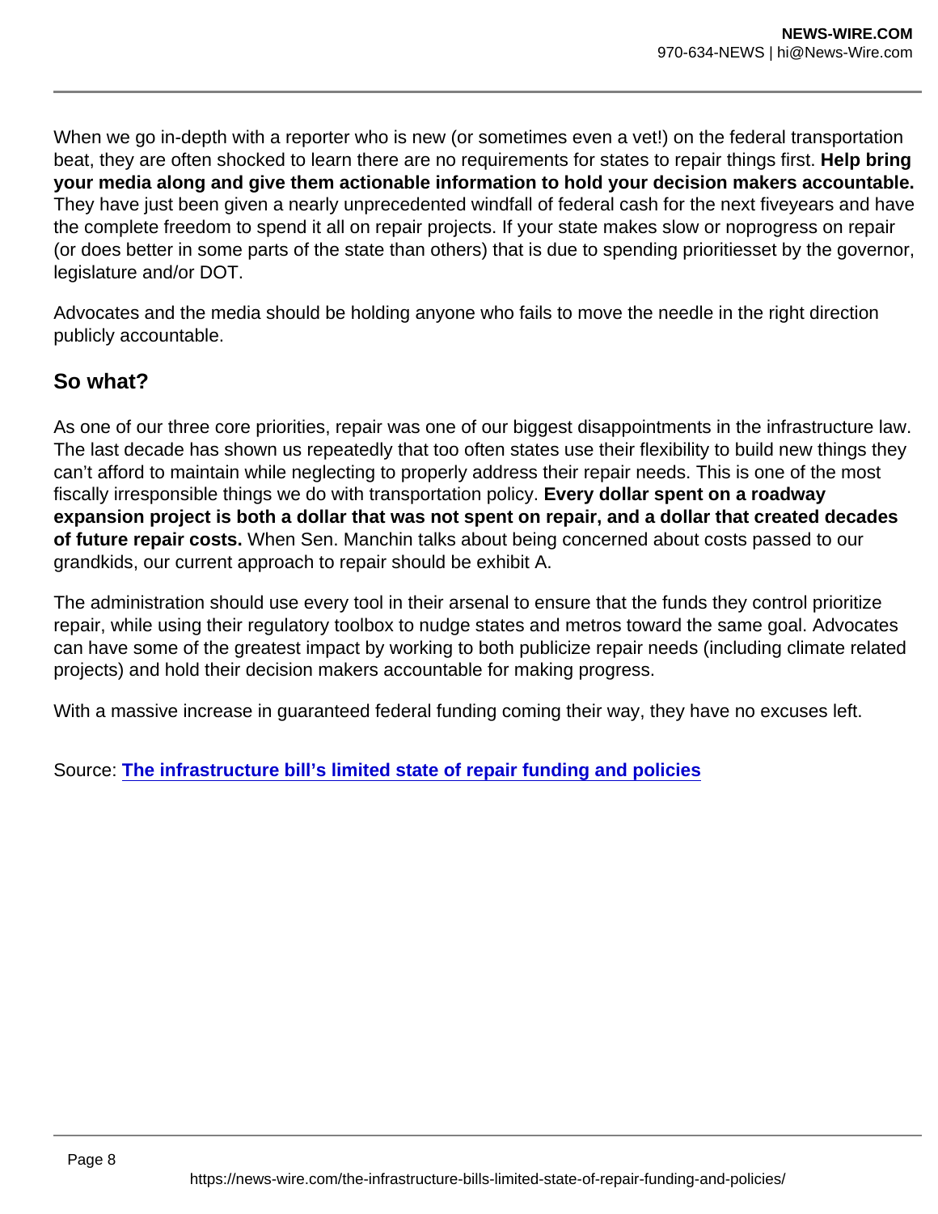When we go in-depth with a reporter who is new (or sometimes even a vet!) on the federal transportation beat, they are often shocked to learn there are no requirements for states to repair things first. **Help bring your media along and give them actionable information to hold your decision makers accountable.** They have just been given a nearly unprecedented windfall of federal cash for the next fiveyears and have the complete freedom to spend it all on repair projects. If your state makes slow or noprogress on repair (or does better in some parts of the state than others) that is due to spending prioritiesset by the governor, legislature and/or DOT.

Advocates and the media should be holding anyone who fails to move the needle in the right direction publicly accountable.

## So what?

As one of our three core priorities, repair was one of our biggest disappointments in the infrastructure law. The last decade has shown us repeatedly that too often states use their flexibility to build new things they can't afford to maintain while neglecting to properly address their repair needs. This is one of the most fiscally irresponsible things we do with transportation policy. **Every dollar spent on a roadway expansion project is both a dollar that was not spent on repair, and a dollar that created decades of future repair costs.** When Sen. Manchin talks about being concerned about costs passed to our grandkids, our current approach to repair should be exhibit A.

The administration should use every tool in their arsenal to ensure that the funds they control prioritize repair, while using their regulatory toolbox to nudge states and metros toward the same goal. Advocates can have some of the greatest impact by working to both publicize repair needs (including climate related projects) and hold their decision makers accountable for making progress.

With a massive increase in guaranteed federal funding coming their way, they have no excuses left.

Source: **The infrastructure bill's limited state of repair funding and policies**